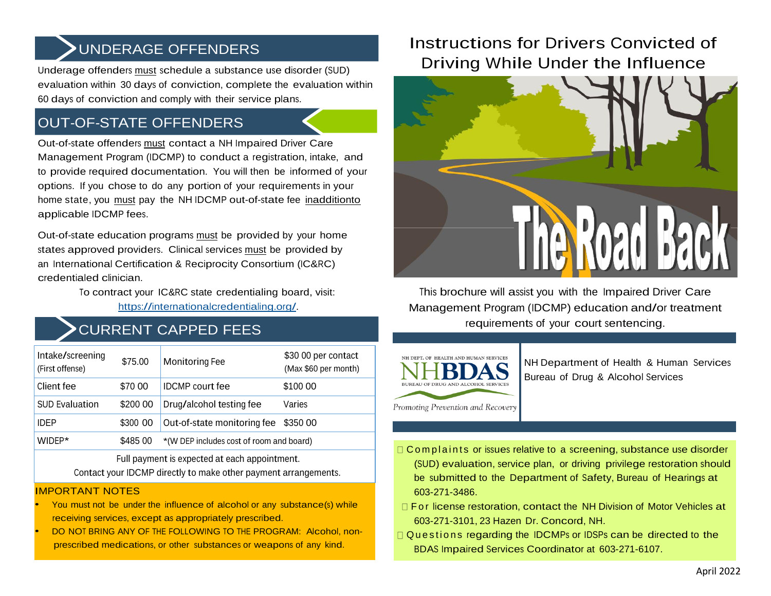## UNDERAGE OFFENDERS

Underage offenders must schedule a substance use disorder (SUD) evaluation within 30 days of conviction, complete the evaluation within 60 days of conviction and comply with their service plans.

## OUT-OF-STATE OFFENDERS

Out-of-state offenders must contact a NH Impaired Driver Care Management Program (IDCMP) to conduct a registration, intake, and to provide required documentation. You will then be informed of your options. If you chose to do any portion of your requirements in your home state, you must pay the NH IDCMP out-of-state fee inadditionto applicable IDCMP fees.

Out-of-state education programs must be provided by your home states approved providers. Clinical services must be provided by an International Certification & Reciprocity Consortium (IC&RC) credentialed clinician.

To contract your IC&RC state credentialing board, visit: https://internationalcredentialing.org/.

## CURRENT CAPPED FEES

| Intake/screening (First offense) | $75.00 | Monitoring Fee | $30 00 per contact (Max $60 per month) |
|---|---|---|---|
| Client fee | $70 00 | IDCMP court fee | $100 00 |
| SUD Evaluation | $200 00 | Drug/alcohol testing fee | Varies |
| IDEP | $300 00 | Out-of-state monitoring fee | $350 00 |
| WIDEP* | $485 00 | *(W DEP includes cost of room and board) | |

Full payment is expected at each appointment.
Contact your IDCMP directly to make other payment arrangements.

### IMPORTANT NOTES

- You must not be under the influence of alcohol or any substance(s) while receiving services, except as appropriately prescribed.
- DO NOT BRING ANY OF THE FOLLOWING TO THE PROGRAM: Alcohol, non-prescribed medications, or other substances or weapons of any kind.

# Instructions for Drivers Convicted of Driving While Under the Influence

The Road Back

This brochure will assist you with the Impaired Driver Care Management Program (IDCMP) education and/or treatment requirements of your court sentencing.

NH DEPT. OF HEALTH AND HUMAN SERVICES
NHBDAS
BUREAU OF DRUG AND ALCOHOL SERVICES
*Promoting Prevention and Recovery*

NH Department of Health & Human Services
Bureau of Drug & Alcohol Services

- Complaints or issues relative to a screening, substance use disorder (SUD) evaluation, service plan, or driving privilege restoration should be submitted to the Department of Safety, Bureau of Hearings at 603-271-3486.
- For license restoration, contact the NH Division of Motor Vehicles at 603-271-3101, 23 Hazen Dr. Concord, NH.
- Questions regarding the IDCMPs or IDSPs can be directed to the BDAS Impaired Services Coordinator at 603-271-6107.

April 2022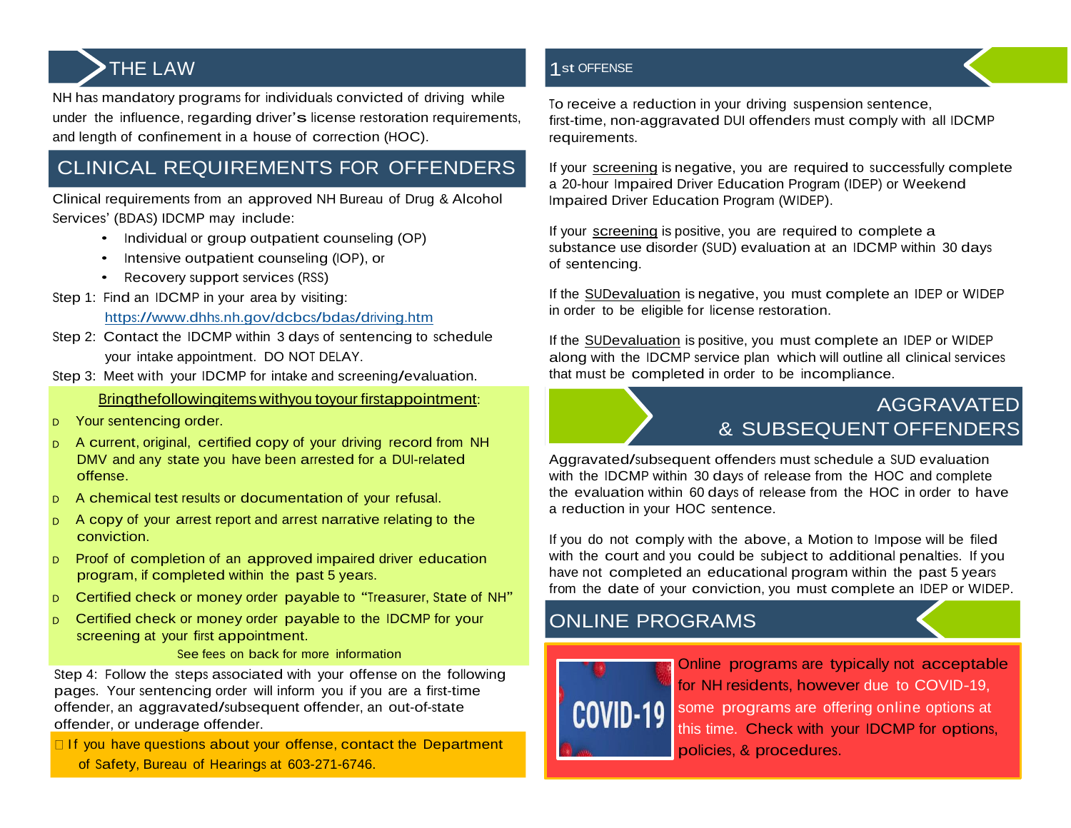## THE LAW

NH has mandatory programs for individuals convicted of driving while under the influence, regarding driver's license restoration requirements, and length of confinement in a house of correction (HOC).

## CLINICAL REQUIREMENTS FOR OFFENDERS

Clinical requirements from an approved NH Bureau of Drug & Alcohol Services' (BDAS) IDCMP may include:

- Individual or group outpatient counseling (OP)
- Intensive outpatient counseling (IOP), or
- Recovery support services (RSS)

Step 1: Find an IDCMP in your area by visiting:
https://www.dhhs.nh.gov/dcbcs/bdas/driving.htm

Step 2: Contact the IDCMP within 3 days of sentencing to schedule your intake appointment. DO NOT DELAY.

Step 3: Meet with your IDCMP for intake and screening/evaluation.

Bringthefollowingitems withyou toyour firstappointment:

- Your sentencing order.
- A current, original, certified copy of your driving record from NH DMV and any state you have been arrested for a DUI-related offense.
- A chemical test results or documentation of your refusal.
- A copy of your arrest report and arrest narrative relating to the conviction.
- Proof of completion of an approved impaired driver education program, if completed within the past 5 years.
- Certified check or money order payable to "Treasurer, State of NH"
- Certified check or money order payable to the IDCMP for your screening at your first appointment.

See fees on back for more information

Step 4: Follow the steps associated with your offense on the following pages. Your sentencing order will inform you if you are a first-time offender, an aggravated/subsequent offender, an out-of-state offender, or underage offender.

If you have questions about your offense, contact the Department of Safety, Bureau of Hearings at 603-271-6746.

## 1st OFFENSE

To receive a reduction in your driving suspension sentence, first-time, non-aggravated DUI offenders must comply with all IDCMP requirements.

If your screening is negative, you are required to successfully complete a 20-hour Impaired Driver Education Program (IDEP) or Weekend Impaired Driver Education Program (WIDEP).

If your screening is positive, you are required to complete a substance use disorder (SUD) evaluation at an IDCMP within 30 days of sentencing.

If the SUDevaluation is negative, you must complete an IDEP or WIDEP in order to be eligible for license restoration.

If the SUDevaluation is positive, you must complete an IDEP or WIDEP along with the IDCMP service plan which will outline all clinical services that must be completed in order to be incompliance.

## AGGRAVATED & SUBSEQUENT OFFENDERS

Aggravated/subsequent offenders must schedule a SUD evaluation with the IDCMP within 30 days of release from the HOC and complete the evaluation within 60 days of release from the HOC in order to have a reduction in your HOC sentence.

If you do not comply with the above, a Motion to Impose will be filed with the court and you could be subject to additional penalties. If you have not completed an educational program within the past 5 years from the date of your conviction, you must complete an IDEP or WIDEP.

## ONLINE PROGRAMS

COVID-19

Online programs are typically not acceptable for NH residents, however due to COVID-19, some programs are offering online options at this time. Check with your IDCMP for options, policies, & procedures.